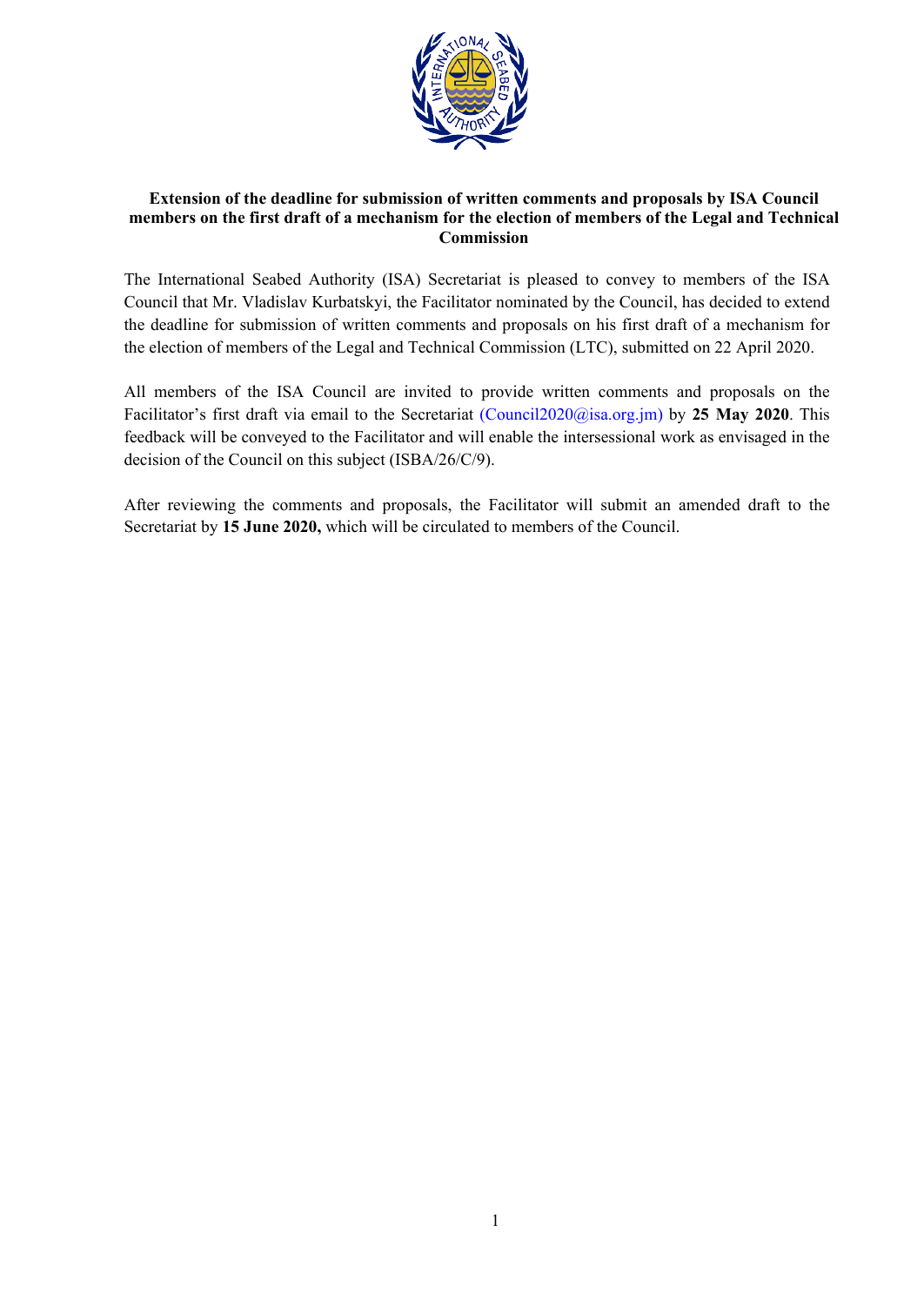**Extension of the deadline for submission of written comments and proposals by ISA Council members on the first draft of a mechanism for the election of members of the Legal and Technical Commission**

The International Seabed Authority (ISA) Secretariat is pleased to convey to members of the ISA Council that Mr. Vladislav Kurbatskyi, the Facilitator nominated by the Council, has decided to extend the deadline for submission of written comments and proposals on his first draft of a mechanism for the election of members of the Legal and Technical Commission (LTC), submitted on 22 April 2020.

All members of the ISA Council are invited to provide written comments and proposals on the Facilitator's first draft via email to the Secretariat (Council2020@isa.org.jm) by **25 May 2020**. This feedback will be conveyed to the Facilitator and will enable the intersessional work as envisaged in the decision of the Council on this subject (ISBA/26/C/9).

After reviewing the comments and proposals, the Facilitator will submit an amended draft to the Secretariat by **15 June 2020,** which will be circulated to members of the Council.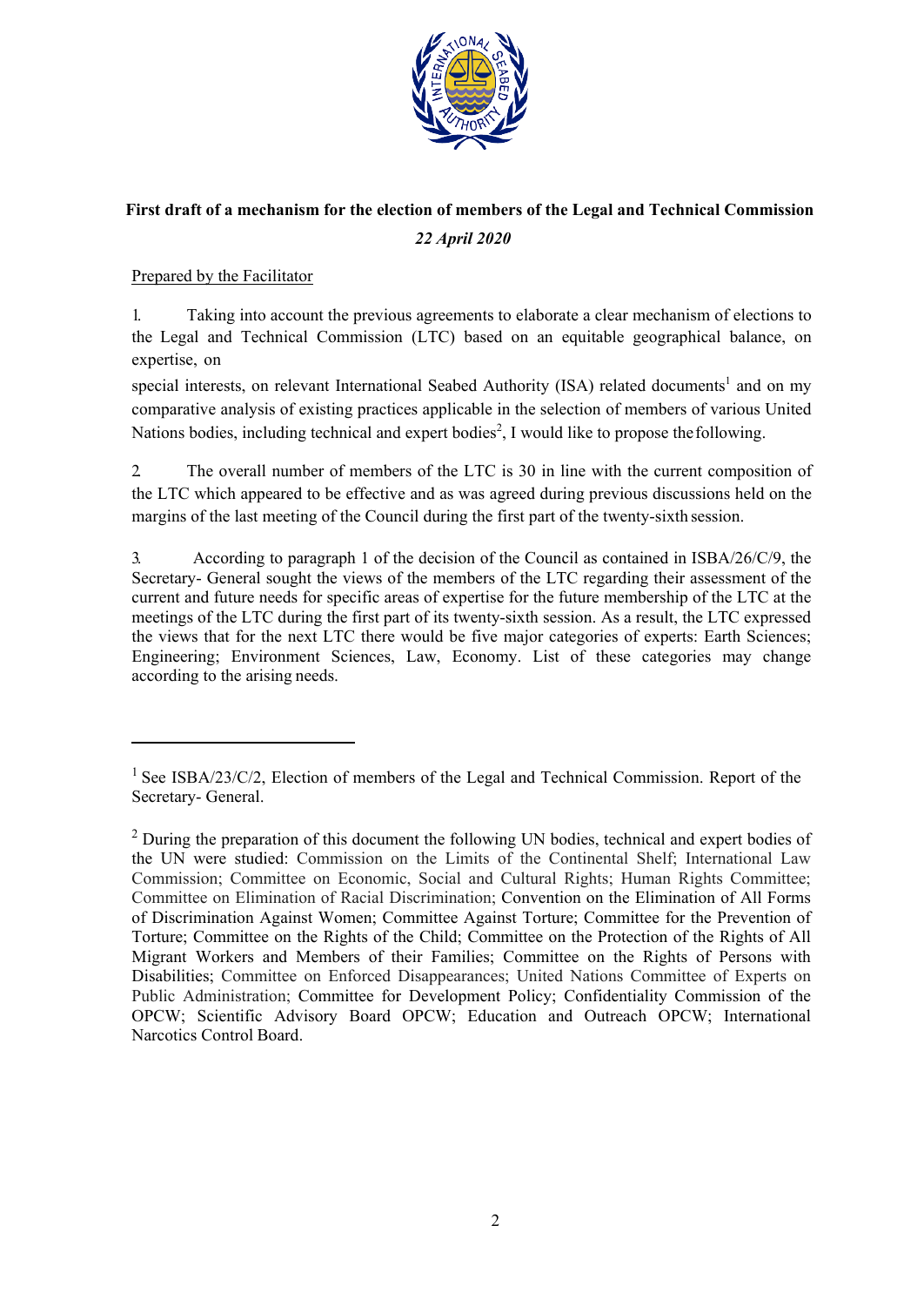**First draft of a mechanism for the election of members of the Legal and Technical Commission**

***22 April 2020***

Prepared by the Facilitator

1. Taking into account the previous agreements to elaborate a clear mechanism of elections to the Legal and Technical Commission (LTC) based on an equitable geographical balance, on expertise, on special interests, on relevant International Seabed Authority (ISA) related documents[1] and on my comparative analysis of existing practices applicable in the selection of members of various United Nations bodies, including technical and expert bodies[2], I would like to propose the following.

2. The overall number of members of the LTC is 30 in line with the current composition of the LTC which appeared to be effective and as was agreed during previous discussions held on the margins of the last meeting of the Council during the first part of the twenty-sixth session.

3. According to paragraph 1 of the decision of the Council as contained in ISBA/26/C/9, the Secretary- General sought the views of the members of the LTC regarding their assessment of the current and future needs for specific areas of expertise for the future membership of the LTC at the meetings of the LTC during the first part of its twenty-sixth session. As a result, the LTC expressed the views that for the next LTC there would be five major categories of experts: Earth Sciences; Engineering; Environment Sciences, Law, Economy. List of these categories may change according to the arising needs.

---

[1] See ISBA/23/C/2, Election of members of the Legal and Technical Commission. Report of the Secretary- General.

[2] During the preparation of this document the following UN bodies, technical and expert bodies of the UN were studied: Commission on the Limits of the Continental Shelf; International Law Commission; Committee on Economic, Social and Cultural Rights; Human Rights Committee; Committee on Elimination of Racial Discrimination; Convention on the Elimination of All Forms of Discrimination Against Women; Committee Against Torture; Committee for the Prevention of Torture; Committee on the Rights of the Child; Committee on the Protection of the Rights of All Migrant Workers and Members of their Families; Committee on the Rights of Persons with Disabilities; Committee on Enforced Disappearances; United Nations Committee of Experts on Public Administration; Committee for Development Policy; Confidentiality Commission of the OPCW; Scientific Advisory Board OPCW; Education and Outreach OPCW; International Narcotics Control Board.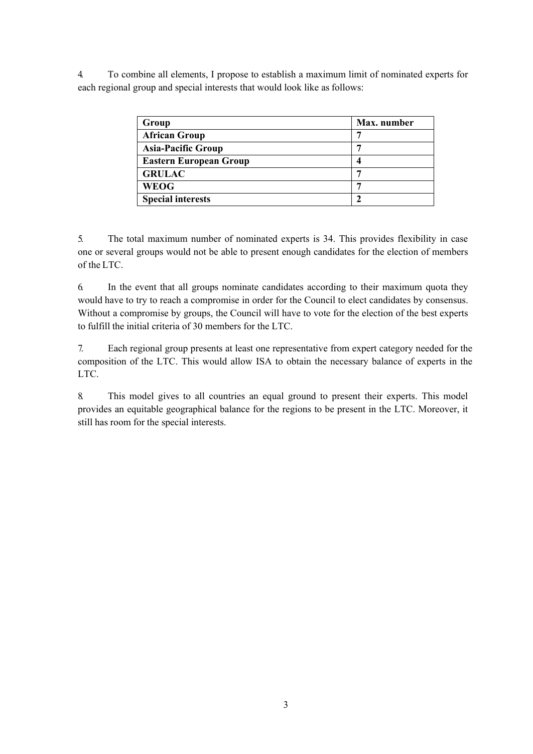4. To combine all elements, I propose to establish a maximum limit of nominated experts for each regional group and special interests that would look like as follows:

| **Group** | **Max. number** |
|---|---|
| **African Group** | **7** |
| **Asia-Pacific Group** | **7** |
| **Eastern European Group** | **4** |
| **GRULAC** | **7** |
| **WEOG** | **7** |
| **Special interests** | **2** |

5. The total maximum number of nominated experts is 34. This provides flexibility in case one or several groups would not be able to present enough candidates for the election of members of the LTC.

6. In the event that all groups nominate candidates according to their maximum quota they would have to try to reach a compromise in order for the Council to elect candidates by consensus. Without a compromise by groups, the Council will have to vote for the election of the best experts to fulfill the initial criteria of 30 members for the LTC.

7. Each regional group presents at least one representative from expert category needed for the composition of the LTC. This would allow ISA to obtain the necessary balance of experts in the LTC.

8. This model gives to all countries an equal ground to present their experts. This model provides an equitable geographical balance for the regions to be present in the LTC. Moreover, it still has room for the special interests.